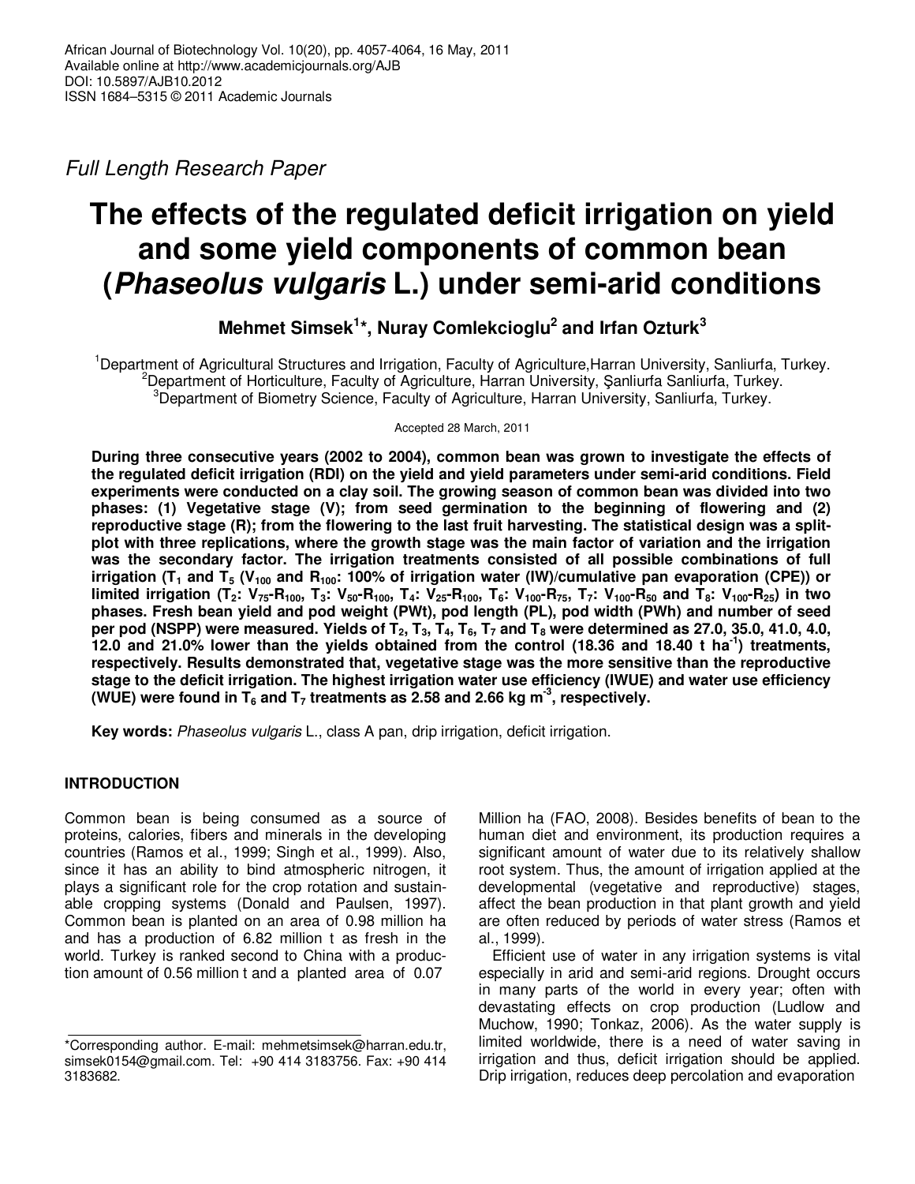*Full Length Research Paper*

# The effects of the regulated deficit irrigation on yield and some yield components of common bean (*Phaseolus vulgaris* L.) under semi-arid conditions

**Mehmet Simsek[1]\*, Nuray Comlekcioglu[2] and Irfan Ozturk[3]**

[1]Department of Agricultural Structures and Irrigation, Faculty of Agriculture,Harran University, Sanliurfa, Turkey.
[2]Department of Horticulture, Faculty of Agriculture, Harran University, Şanliurfa Sanliurfa, Turkey.
[3]Department of Biometry Science, Faculty of Agriculture, Harran University, Sanliurfa, Turkey.

Accepted 28 March, 2011

**During three consecutive years (2002 to 2004), common bean was grown to investigate the effects of the regulated deficit irrigation (RDI) on the yield and yield parameters under semi-arid conditions. Field experiments were conducted on a clay soil. The growing season of common bean was divided into two phases: (1) Vegetative stage (V); from seed germination to the beginning of flowering and (2) reproductive stage (R); from the flowering to the last fruit harvesting. The statistical design was a split-plot with three replications, where the growth stage was the main factor of variation and the irrigation was the secondary factor. The irrigation treatments consisted of all possible combinations of full irrigation ($T_1$ and $T_5$ ($V_{100}$ and $R_{100}$: 100% of irrigation water (IW)/cumulative pan evaporation (CPE)) or limited irrigation ($T_2$: $V_{75}$-$R_{100}$, $T_3$: $V_{50}$-$R_{100}$, $T_4$: $V_{25}$-$R_{100}$, $T_6$: $V_{100}$-$R_{75}$, $T_7$: $V_{100}$-$R_{50}$ and $T_8$: $V_{100}$-$R_{25}$) in two phases. Fresh bean yield and pod weight (PWt), pod length (PL), pod width (PWh) and number of seed per pod (NSPP) were measured. Yields of $T_2$, $T_3$, $T_4$, $T_6$, $T_7$ and $T_8$ were determined as 27.0, 35.0, 41.0, 4.0, 12.0 and 21.0% lower than the yields obtained from the control (18.36 and 18.40 t $ha^{-1}$) treatments, respectively. Results demonstrated that, vegetative stage was the more sensitive than the reproductive stage to the deficit irrigation. The highest irrigation water use efficiency (IWUE) and water use efficiency (WUE) were found in $T_6$ and $T_7$ treatments as 2.58 and 2.66 kg $m^{-3}$, respectively.**

**Key words:** *Phaseolus vulgaris* L., class A pan, drip irrigation, deficit irrigation.

## INTRODUCTION

Common bean is being consumed as a source of proteins, calories, fibers and minerals in the developing countries (Ramos et al., 1999; Singh et al., 1999). Also, since it has an ability to bind atmospheric nitrogen, it plays a significant role for the crop rotation and sustainable cropping systems (Donald and Paulsen, 1997). Common bean is planted on an area of 0.98 million ha and has a production of 6.82 million t as fresh in the world. Turkey is ranked second to China with a production amount of 0.56 million t and a planted area of 0.07 Million ha (FAO, 2008). Besides benefits of bean to the human diet and environment, its production requires a significant amount of water due to its relatively shallow root system. Thus, the amount of irrigation applied at the developmental (vegetative and reproductive) stages, affect the bean production in that plant growth and yield are often reduced by periods of water stress (Ramos et al., 1999).

Efficient use of water in any irrigation systems is vital especially in arid and semi-arid regions. Drought occurs in many parts of the world in every year; often with devastating effects on crop production (Ludlow and Muchow, 1990; Tonkaz, 2006). As the water supply is limited worldwide, there is a need of water saving in irrigation and thus, deficit irrigation should be applied. Drip irrigation, reduces deep percolation and evaporation

\*Corresponding author. E-mail: mehmetsimsek@harran.edu.tr, simsek0154@gmail.com. Tel: +90 414 3183756. Fax: +90 414 3183682.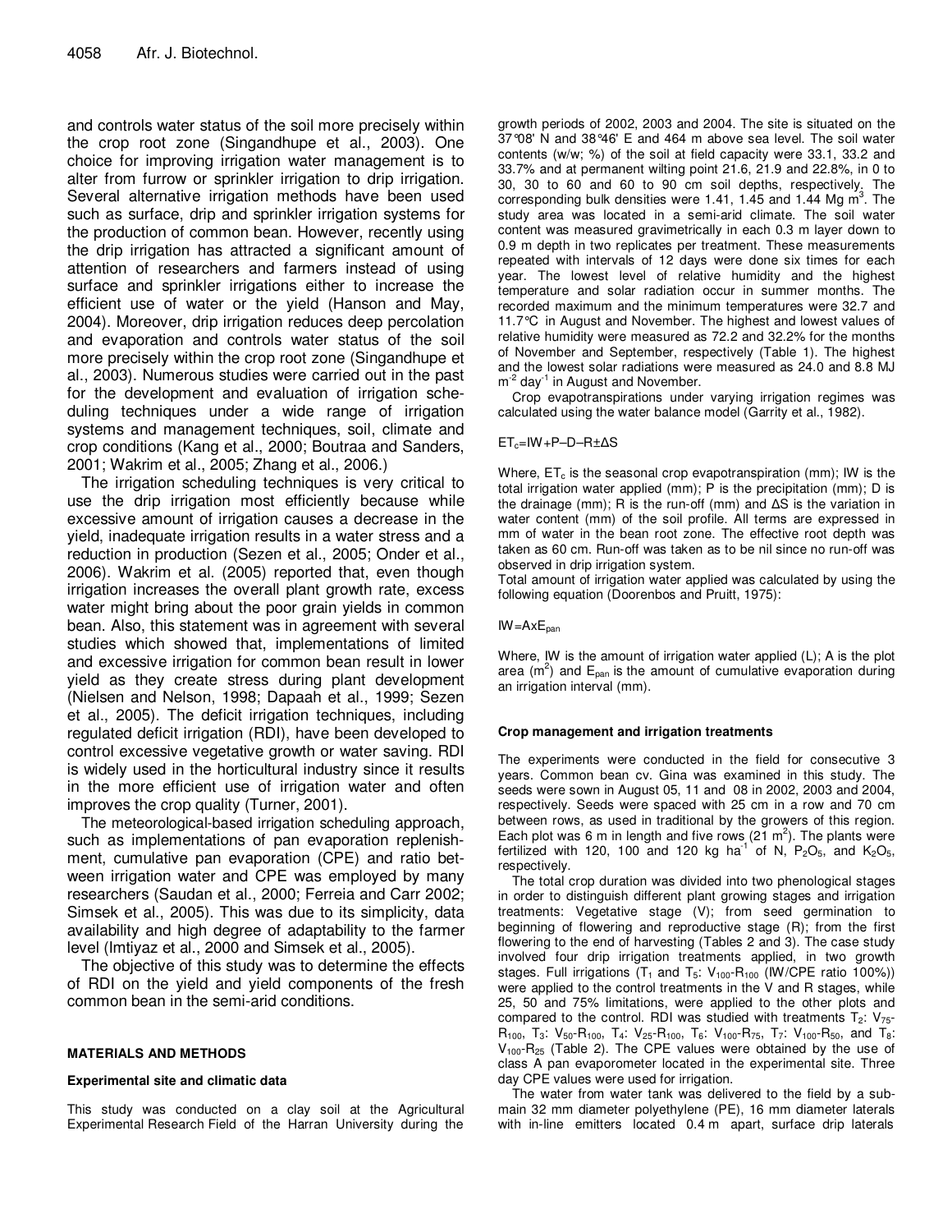and controls water status of the soil more precisely within the crop root zone (Singandhupe et al., 2003). One choice for improving irrigation water management is to alter from furrow or sprinkler irrigation to drip irrigation. Several alternative irrigation methods have been used such as surface, drip and sprinkler irrigation systems for the production of common bean. However, recently using the drip irrigation has attracted a significant amount of attention of researchers and farmers instead of using surface and sprinkler irrigations either to increase the efficient use of water or the yield (Hanson and May, 2004). Moreover, drip irrigation reduces deep percolation and evaporation and controls water status of the soil more precisely within the crop root zone (Singandhupe et al., 2003). Numerous studies were carried out in the past for the development and evaluation of irrigation scheduling techniques under a wide range of irrigation systems and management techniques, soil, climate and crop conditions (Kang et al., 2000; Boutraa and Sanders, 2001; Wakrim et al., 2005; Zhang et al., 2006.)

The irrigation scheduling techniques is very critical to use the drip irrigation most efficiently because while excessive amount of irrigation causes a decrease in the yield, inadequate irrigation results in a water stress and a reduction in production (Sezen et al., 2005; Onder et al., 2006). Wakrim et al. (2005) reported that, even though irrigation increases the overall plant growth rate, excess water might bring about the poor grain yields in common bean. Also, this statement was in agreement with several studies which showed that, implementations of limited and excessive irrigation for common bean result in lower yield as they create stress during plant development (Nielsen and Nelson, 1998; Dapaah et al., 1999; Sezen et al., 2005). The deficit irrigation techniques, including regulated deficit irrigation (RDI), have been developed to control excessive vegetative growth or water saving. RDI is widely used in the horticultural industry since it results in the more efficient use of irrigation water and often improves the crop quality (Turner, 2001).

The meteorological-based irrigation scheduling approach, such as implementations of pan evaporation replenishment, cumulative pan evaporation (CPE) and ratio between irrigation water and CPE was employed by many researchers (Saudan et al., 2000; Ferreia and Carr 2002; Simsek et al., 2005). This was due to its simplicity, data availability and high degree of adaptability to the farmer level (Imtiyaz et al., 2000 and Simsek et al., 2005).

The objective of this study was to determine the effects of RDI on the yield and yield components of the fresh common bean in the semi-arid conditions.

## MATERIALS AND METHODS

### Experimental site and climatic data

This study was conducted on a clay soil at the Agricultural Experimental Research Field of the Harran University during the growth periods of 2002, 2003 and 2004. The site is situated on the 37°08' N and 38°46' E and 464 m above sea level. The soil water contents (w/w; %) of the soil at field capacity were 33.1, 33.2 and 33.7% and at permanent wilting point 21.6, 21.9 and 22.8%, in 0 to 30, 30 to 60 and 60 to 90 cm soil depths, respectively. The corresponding bulk densities were 1.41, 1.45 and 1.44 Mg $m^3$. The study area was located in a semi-arid climate. The soil water content was measured gravimetrically in each 0.3 m layer down to 0.9 m depth in two replicates per treatment. These measurements repeated with intervals of 12 days were done six times for each year. The lowest level of relative humidity and the highest temperature and solar radiation occur in summer months. The recorded maximum and the minimum temperatures were 32.7 and 11.7°C in August and November. The highest and lowest values of relative humidity were measured as 72.2 and 32.2% for the months of November and September, respectively (Table 1). The highest and the lowest solar radiations were measured as 24.0 and 8.8 MJ $m^{-2}$ $day^{-1}$ in August and November.

Crop evapotranspirations under varying irrigation regimes was calculated using the water balance model (Garrity et al., 1982).

$$ET_c = IW + P - D - R \pm \Delta S$$

Where, $ET_c$ is the seasonal crop evapotranspiration (mm); IW is the total irrigation water applied (mm); P is the precipitation (mm); D is the drainage (mm); R is the run-off (mm) and $\Delta S$ is the variation in water content (mm) of the soil profile. All terms are expressed in mm of water in the bean root zone. The effective root depth was taken as 60 cm. Run-off was taken as to be nil since no run-off was observed in drip irrigation system.

Total amount of irrigation water applied was calculated by using the following equation (Doorenbos and Pruitt, 1975):

$$IW = A \times E_{pan}$$

Where, IW is the amount of irrigation water applied (L); A is the plot area ($m^2$) and $E_{pan}$ is the amount of cumulative evaporation during an irrigation interval (mm).

### Crop management and irrigation treatments

The experiments were conducted in the field for consecutive 3 years. Common bean cv. Gina was examined in this study. The seeds were sown in August 05, 11 and 08 in 2002, 2003 and 2004, respectively. Seeds were spaced with 25 cm in a row and 70 cm between rows, as used in traditional by the growers of this region. Each plot was 6 m in length and five rows (21 $m^2$). The plants were fertilized with 120, 100 and 120 kg $ha^{-1}$ of N, $P_2O_5$, and $K_2O_5$, respectively.

The total crop duration was divided into two phenological stages in order to distinguish different plant growing stages and irrigation treatments: Vegetative stage (V); from seed germination to beginning of flowering and reproductive stage (R); from the first flowering to the end of harvesting (Tables 2 and 3). The case study involved four drip irrigation treatments applied, in two growth stages. Full irrigations ($T_1$ and $T_5$: $V_{100}$-$R_{100}$ (IW/CPE ratio 100%)) were applied to the control treatments in the V and R stages, while 25, 50 and 75% limitations, were applied to the other plots and compared to the control. RDI was studied with treatments $T_2$: $V_{75}$-$R_{100}$, $T_3$: $V_{50}$-$R_{100}$, $T_4$: $V_{25}$-$R_{100}$, $T_6$: $V_{100}$-$R_{75}$, $T_7$: $V_{100}$-$R_{50}$, and $T_8$: $V_{100}$-$R_{25}$ (Table 2). The CPE values were obtained by the use of class A pan evaporometer located in the experimental site. Three day CPE values were used for irrigation.

The water from water tank was delivered to the field by a submain 32 mm diameter polyethylene (PE), 16 mm diameter laterals with in-line emitters located 0.4 m apart, surface drip laterals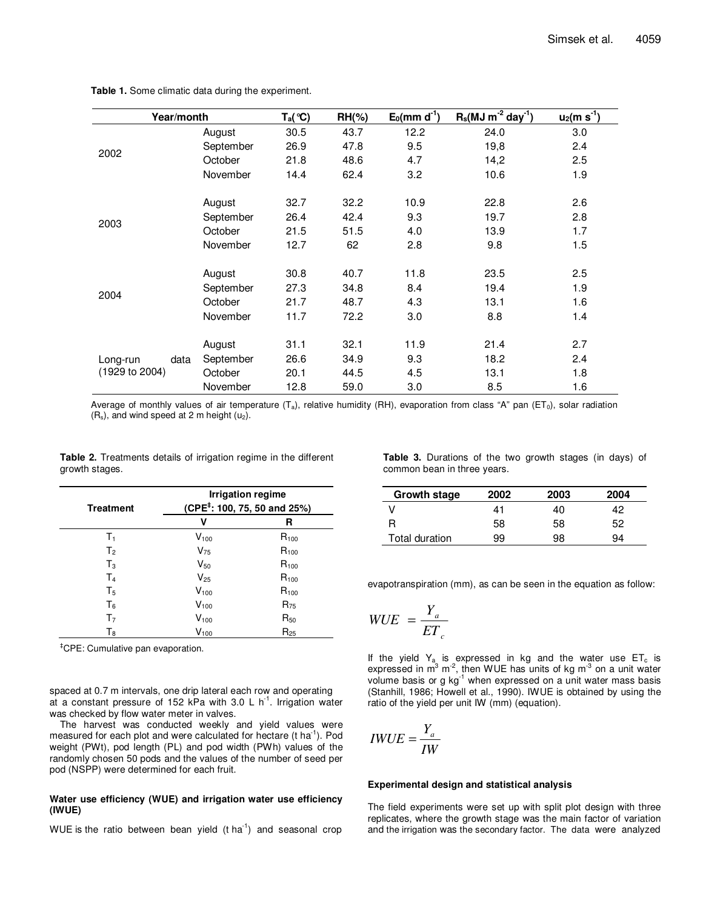**Table 1.** Some climatic data during the experiment.

| Year/month | | $T_a$(°C) | RH(%) | $E_0$(mm $d^{-1}$) | $R_s$(MJ $m^{-2}$ $day^{-1}$) | $u_2$(m $s^{-1}$) |
|---|---|---|---|---|---|---|
| 2002 | August | 30.5 | 43.7 | 12.2 | 24.0 | 3.0 |
| | September | 26.9 | 47.8 | 9.5 | 19,8 | 2.4 |
| | October | 21.8 | 48.6 | 4.7 | 14,2 | 2.5 |
| | November | 14.4 | 62.4 | 3.2 | 10.6 | 1.9 |
| 2003 | August | 32.7 | 32.2 | 10.9 | 22.8 | 2.6 |
| | September | 26.4 | 42.4 | 9.3 | 19.7 | 2.8 |
| | October | 21.5 | 51.5 | 4.0 | 13.9 | 1.7 |
| | November | 12.7 | 62 | 2.8 | 9.8 | 1.5 |
| 2004 | August | 30.8 | 40.7 | 11.8 | 23.5 | 2.5 |
| | September | 27.3 | 34.8 | 8.4 | 19.4 | 1.9 |
| | October | 21.7 | 48.7 | 4.3 | 13.1 | 1.6 |
| | November | 11.7 | 72.2 | 3.0 | 8.8 | 1.4 |
| Long-run data (1929 to 2004) | August | 31.1 | 32.1 | 11.9 | 21.4 | 2.7 |
| | September | 26.6 | 34.9 | 9.3 | 18.2 | 2.4 |
| | October | 20.1 | 44.5 | 4.5 | 13.1 | 1.8 |
| | November | 12.8 | 59.0 | 3.0 | 8.5 | 1.6 |

Average of monthly values of air temperature ($T_a$), relative humidity (RH), evaporation from class "A" pan ($ET_0$), solar radiation ($R_s$), and wind speed at 2 m height ($u_2$).

**Table 2.** Treatments details of irrigation regime in the different growth stages.

| Treatment | Irrigation regime (CPE[‡]: 100, 75, 50 and 25%) | |
|---|---|---|
| | V | R |
| $T_1$ | $V_{100}$ | $R_{100}$ |
| $T_2$ | $V_{75}$ | $R_{100}$ |
| $T_3$ | $V_{50}$ | $R_{100}$ |
| $T_4$ | $V_{25}$ | $R_{100}$ |
| $T_5$ | $V_{100}$ | $R_{100}$ |
| $T_6$ | $V_{100}$ | $R_{75}$ |
| $T_7$ | $V_{100}$ | $R_{50}$ |
| $T_8$ | $V_{100}$ | $R_{25}$ |

[‡]CPE: Cumulative pan evaporation.

spaced at 0.7 m intervals, one drip lateral each row and operating at a constant pressure of 152 kPa with 3.0 L $h^{-1}$. Irrigation water was checked by flow water meter in valves.

The harvest was conducted weekly and yield values were measured for each plot and were calculated for hectare (t $ha^{-1}$). Pod weight (PWt), pod length (PL) and pod width (PWh) values of the randomly chosen 50 pods and the values of the number of seed per pod (NSPP) were determined for each fruit.

### Water use efficiency (WUE) and irrigation water use efficiency (IWUE)

WUE is the ratio between bean yield (t $ha^{-1}$) and seasonal crop evapotranspiration (mm), as can be seen in the equation as follow:

$$WUE = \frac{Y_a}{ET_c}$$

If the yield $Y_a$ is expressed in kg and the water use $ET_c$ is expressed in $m^3$ $m^{-2}$, then WUE has units of kg $m^{-3}$ on a unit water volume basis or g $kg^{-1}$ when expressed on a unit water mass basis (Stanhill, 1986; Howell et al., 1990). IWUE is obtained by using the ratio of the yield per unit IW (mm) (equation).

$$IWUE = \frac{Y_a}{IW}$$

**Table 3.** Durations of the two growth stages (in days) of common bean in three years.

| Growth stage | 2002 | 2003 | 2004 |
|---|---|---|---|
| V | 41 | 40 | 42 |
| R | 58 | 58 | 52 |
| Total duration | 99 | 98 | 94 |

### Experimental design and statistical analysis

The field experiments were set up with split plot design with three replicates, where the growth stage was the main factor of variation and the irrigation was the secondary factor. The data were analyzed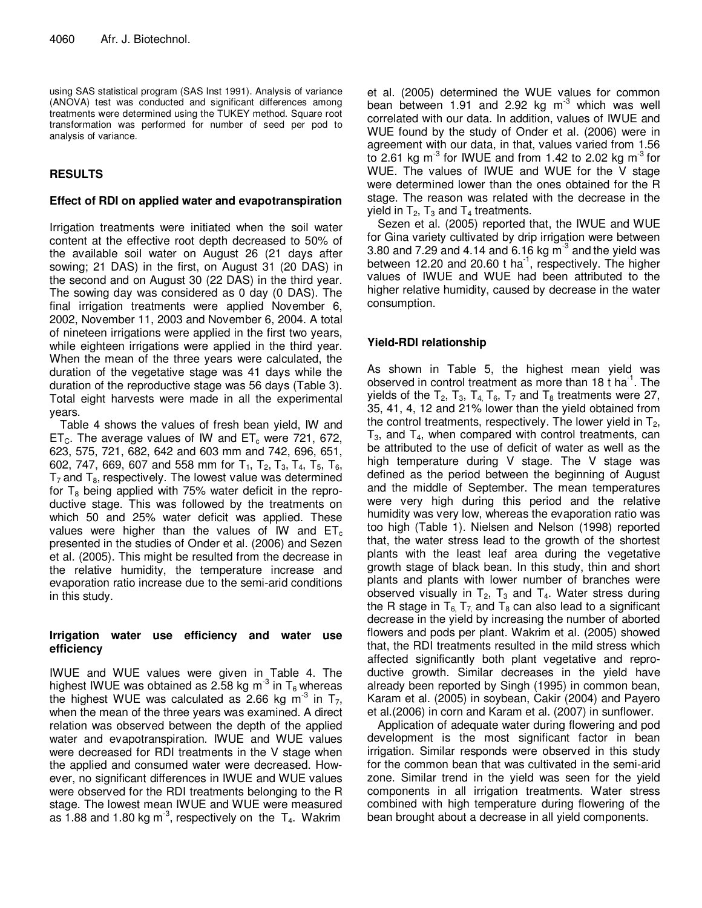using SAS statistical program (SAS Inst 1991). Analysis of variance (ANOVA) test was conducted and significant differences among treatments were determined using the TUKEY method. Square root transformation was performed for number of seed per pod to analysis of variance.

## RESULTS

### Effect of RDI on applied water and evapotranspiration

Irrigation treatments were initiated when the soil water content at the effective root depth decreased to 50% of the available soil water on August 26 (21 days after sowing; 21 DAS) in the first, on August 31 (20 DAS) in the second and on August 30 (22 DAS) in the third year. The sowing day was considered as 0 day (0 DAS). The final irrigation treatments were applied November 6, 2002, November 11, 2003 and November 6, 2004. A total of nineteen irrigations were applied in the first two years, while eighteen irrigations were applied in the third year. When the mean of the three years were calculated, the duration of the vegetative stage was 41 days while the duration of the reproductive stage was 56 days (Table 3). Total eight harvests were made in all the experimental years.

Table 4 shows the values of fresh bean yield, IW and $ET_C$. The average values of IW and $ET_c$ were 721, 672, 623, 575, 721, 682, 642 and 603 mm and 742, 696, 651, 602, 747, 669, 607 and 558 mm for $T_1$, $T_2$, $T_3$, $T_4$, $T_5$, $T_6$, $T_7$ and $T_8$, respectively. The lowest value was determined for $T_8$ being applied with 75% water deficit in the reproductive stage. This was followed by the treatments on which 50 and 25% water deficit was applied. These values were higher than the values of IW and $ET_c$ presented in the studies of Onder et al. (2006) and Sezen et al. (2005). This might be resulted from the decrease in the relative humidity, the temperature increase and evaporation ratio increase due to the semi-arid conditions in this study.

### Irrigation water use efficiency and water use efficiency

IWUE and WUE values were given in Table 4. The highest IWUE was obtained as 2.58 kg $m^{-3}$ in $T_6$ whereas the highest WUE was calculated as 2.66 kg $m^{-3}$ in $T_7$, when the mean of the three years was examined. A direct relation was observed between the depth of the applied water and evapotranspiration. IWUE and WUE values were decreased for RDI treatments in the V stage when the applied and consumed water were decreased. However, no significant differences in IWUE and WUE values were observed for the RDI treatments belonging to the R stage. The lowest mean IWUE and WUE were measured as 1.88 and 1.80 kg $m^{-3}$, respectively on the $T_4$. Wakrim et al. (2005) determined the WUE values for common bean between 1.91 and 2.92 kg $m^{-3}$ which was well correlated with our data. In addition, values of IWUE and WUE found by the study of Onder et al. (2006) were in agreement with our data, in that, values varied from 1.56 to 2.61 kg $m^{-3}$ for IWUE and from 1.42 to 2.02 kg $m^{-3}$ for WUE. The values of IWUE and WUE for the V stage were determined lower than the ones obtained for the R stage. The reason was related with the decrease in the yield in $T_2$, $T_3$ and $T_4$ treatments.

Sezen et al. (2005) reported that, the IWUE and WUE for Gina variety cultivated by drip irrigation were between 3.80 and 7.29 and 4.14 and 6.16 kg $m^{-3}$ and the yield was between 12.20 and 20.60 t $ha^{-1}$, respectively. The higher values of IWUE and WUE had been attributed to the higher relative humidity, caused by decrease in the water consumption.

### Yield-RDI relationship

As shown in Table 5, the highest mean yield was observed in control treatment as more than 18 t $ha^{-1}$. The yields of the $T_2$, $T_3$, $T_4$, $T_6$, $T_7$ and $T_8$ treatments were 27, 35, 41, 4, 12 and 21% lower than the yield obtained from the control treatments, respectively. The lower yield in $T_2$, $T_3$, and $T_4$, when compared with control treatments, can be attributed to the use of deficit of water as well as the high temperature during V stage. The V stage was defined as the period between the beginning of August and the middle of September. The mean temperatures were very high during this period and the relative humidity was very low, whereas the evaporation ratio was too high (Table 1). Nielsen and Nelson (1998) reported that, the water stress lead to the growth of the shortest plants with the least leaf area during the vegetative growth stage of black bean. In this study, thin and short plants and plants with lower number of branches were observed visually in $T_2$, $T_3$ and $T_4$. Water stress during the R stage in $T_6$, $T_7$, and $T_8$ can also lead to a significant decrease in the yield by increasing the number of aborted flowers and pods per plant. Wakrim et al. (2005) showed that, the RDI treatments resulted in the mild stress which affected significantly both plant vegetative and reproductive growth. Similar decreases in the yield have already been reported by Singh (1995) in common bean, Karam et al. (2005) in soybean, Cakir (2004) and Payero et al.(2006) in corn and Karam et al. (2007) in sunflower.

Application of adequate water during flowering and pod development is the most significant factor in bean irrigation. Similar responds were observed in this study for the common bean that was cultivated in the semi-arid zone. Similar trend in the yield was seen for the yield components in all irrigation treatments. Water stress combined with high temperature during flowering of the bean brought about a decrease in all yield components.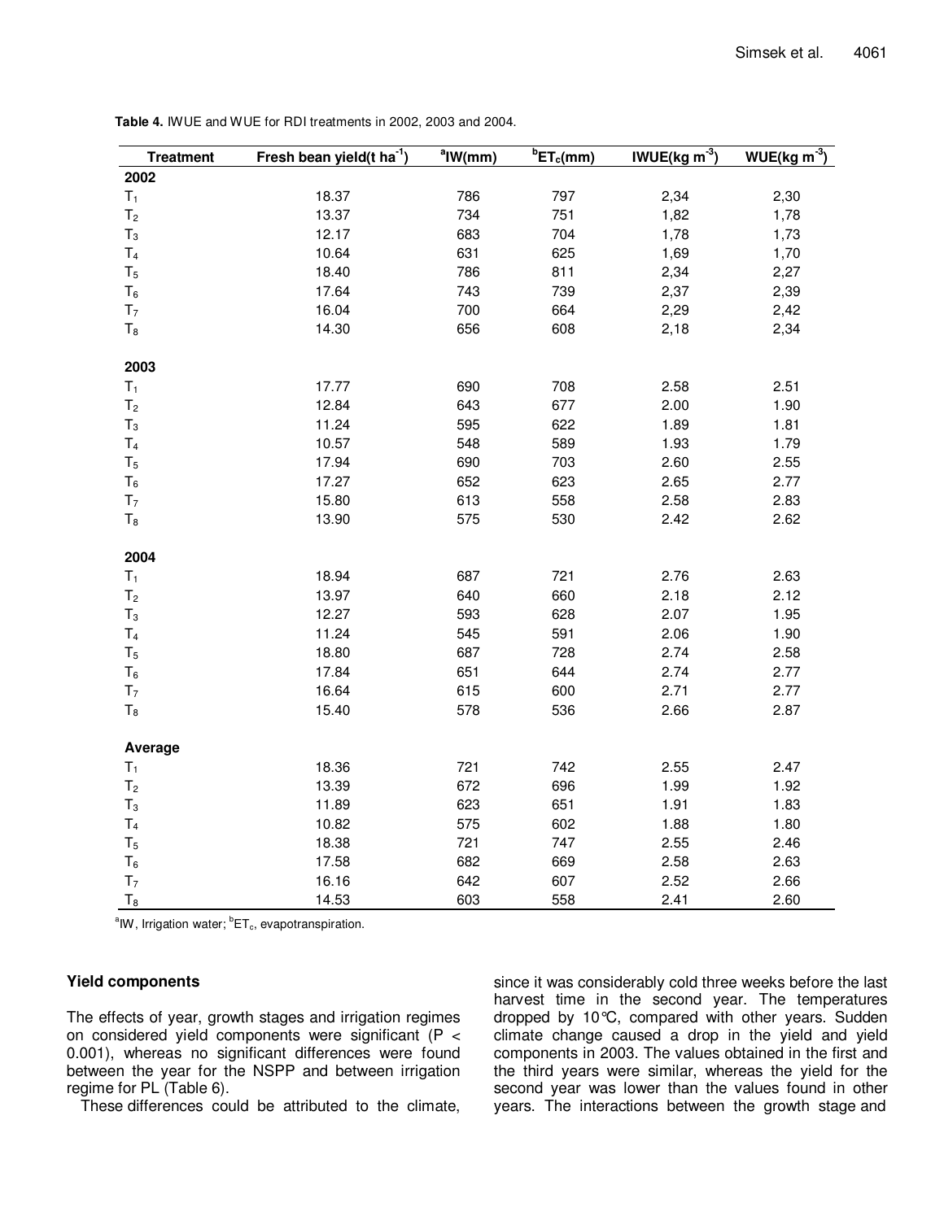**Table 4.** IWUE and WUE for RDI treatments in 2002, 2003 and 2004.

| Treatment | Fresh bean yield(t ha$^{-1}$) | $^{a}$IW(mm) | $^{b}$ET$_c$(mm) | IWUE(kg m$^{-3}$) | WUE(kg m$^{-3}$) |
|---|---|---|---|---|---|
| **2002** | | | | | |
| $T_1$ | 18.37 | 786 | 797 | 2,34 | 2,30 |
| $T_2$ | 13.37 | 734 | 751 | 1,82 | 1,78 |
| $T_3$ | 12.17 | 683 | 704 | 1,78 | 1,73 |
| $T_4$ | 10.64 | 631 | 625 | 1,69 | 1,70 |
| $T_5$ | 18.40 | 786 | 811 | 2,34 | 2,27 |
| $T_6$ | 17.64 | 743 | 739 | 2,37 | 2,39 |
| $T_7$ | 16.04 | 700 | 664 | 2,29 | 2,42 |
| $T_8$ | 14.30 | 656 | 608 | 2,18 | 2,34 |
| **2003** | | | | | |
| $T_1$ | 17.77 | 690 | 708 | 2.58 | 2.51 |
| $T_2$ | 12.84 | 643 | 677 | 2.00 | 1.90 |
| $T_3$ | 11.24 | 595 | 622 | 1.89 | 1.81 |
| $T_4$ | 10.57 | 548 | 589 | 1.93 | 1.79 |
| $T_5$ | 17.94 | 690 | 703 | 2.60 | 2.55 |
| $T_6$ | 17.27 | 652 | 623 | 2.65 | 2.77 |
| $T_7$ | 15.80 | 613 | 558 | 2.58 | 2.83 |
| $T_8$ | 13.90 | 575 | 530 | 2.42 | 2.62 |
| **2004** | | | | | |
| $T_1$ | 18.94 | 687 | 721 | 2.76 | 2.63 |
| $T_2$ | 13.97 | 640 | 660 | 2.18 | 2.12 |
| $T_3$ | 12.27 | 593 | 628 | 2.07 | 1.95 |
| $T_4$ | 11.24 | 545 | 591 | 2.06 | 1.90 |
| $T_5$ | 18.80 | 687 | 728 | 2.74 | 2.58 |
| $T_6$ | 17.84 | 651 | 644 | 2.74 | 2.77 |
| $T_7$ | 16.64 | 615 | 600 | 2.71 | 2.77 |
| $T_8$ | 15.40 | 578 | 536 | 2.66 | 2.87 |
| **Average** | | | | | |
| $T_1$ | 18.36 | 721 | 742 | 2.55 | 2.47 |
| $T_2$ | 13.39 | 672 | 696 | 1.99 | 1.92 |
| $T_3$ | 11.89 | 623 | 651 | 1.91 | 1.83 |
| $T_4$ | 10.82 | 575 | 602 | 1.88 | 1.80 |
| $T_5$ | 18.38 | 721 | 747 | 2.55 | 2.46 |
| $T_6$ | 17.58 | 682 | 669 | 2.58 | 2.63 |
| $T_7$ | 16.16 | 642 | 607 | 2.52 | 2.66 |
| $T_8$ | 14.53 | 603 | 558 | 2.41 | 2.60 |

$^{a}$IW, Irrigation water; $^{b}$ET$_c$, evapotranspiration.

### Yield components

The effects of year, growth stages and irrigation regimes on considered yield components were significant ($P < 0.001$), whereas no significant differences were found between the year for the NSPP and between irrigation regime for PL (Table 6).

These differences could be attributed to the climate, since it was considerably cold three weeks before the last harvest time in the second year. The temperatures dropped by 10°C, compared with other years. Sudden climate change caused a drop in the yield and yield components in 2003. The values obtained in the first and the third years were similar, whereas the yield for the second year was lower than the values found in other years. The interactions between the growth stage and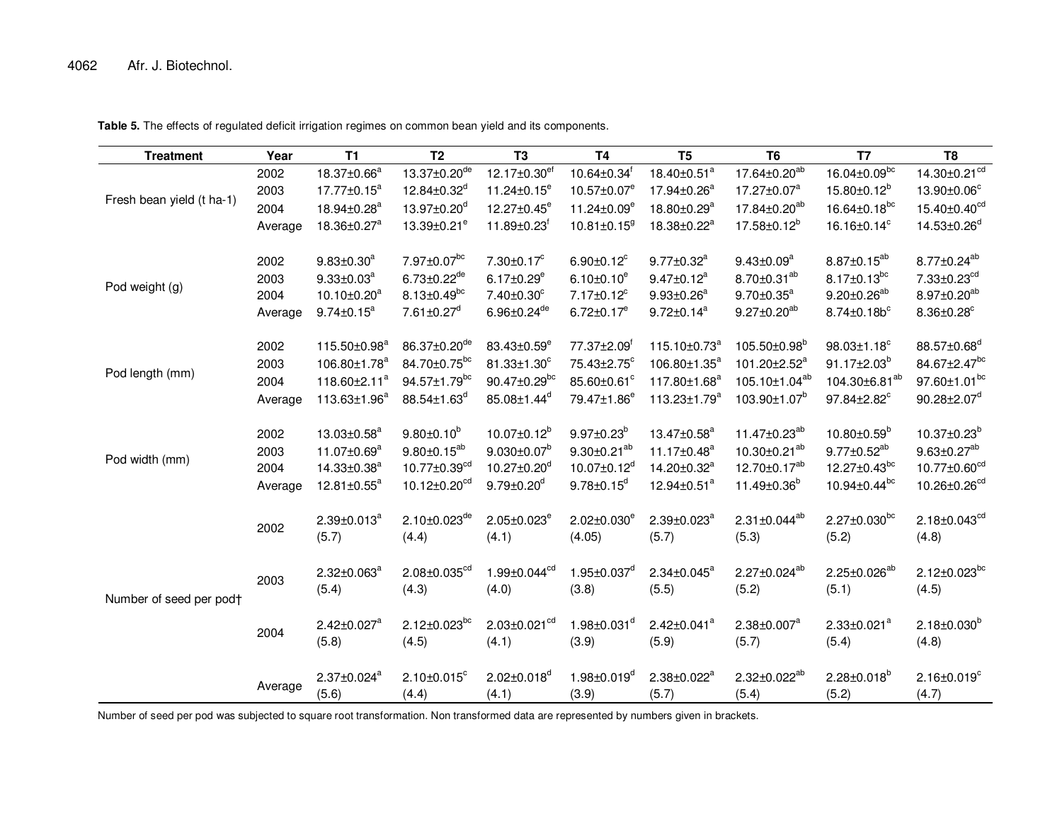**Table 5.** The effects of regulated deficit irrigation regimes on common bean yield and its components.

| Treatment | Year | T1 | T2 | T3 | T4 | T5 | T6 | T7 | T8 |
|---|---|---|---|---|---|---|---|---|---|
| Fresh bean yield (t ha-1) | 2002 | 18.37±0.66[a] | 13.37±0.20[de] | 12.17±0.30[ef] | 10.64±0.34[f] | 18.40±0.51[a] | 17.64±0.20[ab] | 16.04±0.09[bc] | 14.30±0.21[cd] |
| | 2003 | 17.77±0.15[a] | 12.84±0.32[d] | 11.24±0.15[e] | 10.57±0.07[e] | 17.94±0.26[a] | 17.27±0.07[a] | 15.80±0.12[b] | 13.90±0.06[c] |
| | 2004 | 18.94±0.28[a] | 13.97±0.20[d] | 12.27±0.45[e] | 11.24±0.09[e] | 18.80±0.29[a] | 17.84±0.20[ab] | 16.64±0.18[bc] | 15.40±0.40[cd] |
| | Average | 18.36±0.27[a] | 13.39±0.21[e] | 11.89±0.23[f] | 10.81±0.15[g] | 18.38±0.22[a] | 17.58±0.12[b] | 16.16±0.14[c] | 14.53±0.26[d] |
| Pod weight (g) | 2002 | 9.83±0.30[a] | 7.97±0.07[bc] | 7.30±0.17[c] | 6.90±0.12[c] | 9.77±0.32[a] | 9.43±0.09[a] | 8.87±0.15[ab] | 8.77±0.24[ab] |
| | 2003 | 9.33±0.03[a] | 6.73±0.22[de] | 6.17±0.29[e] | 6.10±0.10[e] | 9.47±0.12[a] | 8.70±0.31[ab] | 8.17±0.13[bc] | 7.33±0.23[cd] |
| | 2004 | 10.10±0.20[a] | 8.13±0.49[bc] | 7.40±0.30[c] | 7.17±0.12[c] | 9.93±0.26[a] | 9.70±0.35[a] | 9.20±0.26[ab] | 8.97±0.20[ab] |
| | Average | 9.74±0.15[a] | 7.61±0.27[d] | 6.96±0.24[de] | 6.72±0.17[e] | 9.72±0.14[a] | 9.27±0.20[ab] | 8.74±0.18b[c] | 8.36±0.28[c] |
| Pod length (mm) | 2002 | 115.50±0.98[a] | 86.37±0.20[de] | 83.43±0.59[e] | 77.37±2.09[f] | 115.10±0.73[a] | 105.50±0.98[b] | 98.03±1.18[c] | 88.57±0.68[d] |
| | 2003 | 106.80±1.78[a] | 84.70±0.75[bc] | 81.33±1.30[c] | 75.43±2.75[c] | 106.80±1.35[a] | 101.20±2.52[a] | 91.17±2.03[b] | 84.67±2.47[bc] |
| | 2004 | 118.60±2.11[a] | 94.57±1.79[bc] | 90.47±0.29[bc] | 85.60±0.61[c] | 117.80±1.68[a] | 105.10±1.04[ab] | 104.30±6.81[ab] | 97.60±1.01[bc] |
| | Average | 113.63±1.96[a] | 88.54±1.63[d] | 85.08±1.44[d] | 79.47±1.86[e] | 113.23±1.79[a] | 103.90±1.07[b] | 97.84±2.82[c] | 90.28±2.07[d] |
| Pod width (mm) | 2002 | 13.03±0.58[a] | 9.80±0.10[b] | 10.07±0.12[b] | 9.97±0.23[b] | 13.47±0.58[a] | 11.47±0.23[ab] | 10.80±0.59[b] | 10.37±0.23[b] |
| | 2003 | 11.07±0.69[a] | 9.80±0.15[ab] | 9.030±0.07[b] | 9.30±0.21[ab] | 11.17±0.48[a] | 10.30±0.21[ab] | 9.77±0.52[ab] | 9.63±0.27[ab] |
| | 2004 | 14.33±0.38[a] | 10.77±0.39[cd] | 10.27±0.20[d] | 10.07±0.12[d] | 14.20±0.32[a] | 12.70±0.17[ab] | 12.27±0.43[bc] | 10.77±0.60[cd] |
| | Average | 12.81±0.55[a] | 10.12±0.20[cd] | 9.79±0.20[d] | 9.78±0.15[d] | 12.94±0.51[a] | 11.49±0.36[b] | 10.94±0.44[bc] | 10.26±0.26[cd] |
| Number of seed per pod† | 2002 | 2.39±0.013[a] (5.7) | 2.10±0.023[de] (4.4) | 2.05±0.023[e] (4.1) | 2.02±0.030[e] (4.05) | 2.39±0.023[a] (5.7) | 2.31±0.044[ab] (5.3) | 2.27±0.030[bc] (5.2) | 2.18±0.043[cd] (4.8) |
| | 2003 | 2.32±0.063[a] (5.4) | 2.08±0.035[cd] (4.3) | 1.99±0.044[cd] (4.0) | 1.95±0.037[d] (3.8) | 2.34±0.045[a] (5.5) | 2.27±0.024[ab] (5.2) | 2.25±0.026[ab] (5.1) | 2.12±0.023[bc] (4.5) |
| | 2004 | 2.42±0.027[a] (5.8) | 2.12±0.023[bc] (4.5) | 2.03±0.021[cd] (4.1) | 1.98±0.031[d] (3.9) | 2.42±0.041[a] (5.9) | 2.38±0.007[a] (5.7) | 2.33±0.021[a] (5.4) | 2.18±0.030[b] (4.8) |
| | Average | 2.37±0.024[a] (5.6) | 2.10±0.015[c] (4.4) | 2.02±0.018[d] (4.1) | 1.98±0.019[d] (3.9) | 2.38±0.022[a] (5.7) | 2.32±0.022[ab] (5.4) | 2.28±0.018[b] (5.2) | 2.16±0.019[c] (4.7) |

Number of seed per pod was subjected to square root transformation. Non transformed data are represented by numbers given in brackets.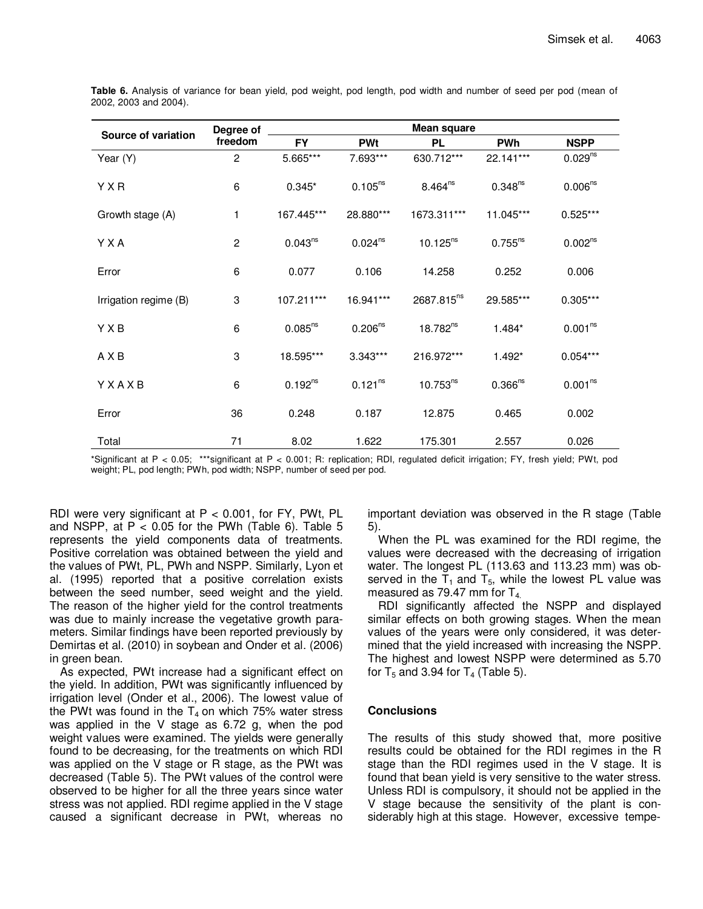**Table 6.** Analysis of variance for bean yield, pod weight, pod length, pod width and number of seed per pod (mean of 2002, 2003 and 2004).

| Source of variation | Degree of freedom | Mean square | | | | |
|---|---|---|---|---|---|---|
| | | FY | PWt | PL | PWh | NSPP |
| Year (Y) | 2 | 5.665*** | 7.693*** | 630.712*** | 22.141*** | 0.029$^{ns}$ |
| Y X R | 6 | 0.345* | 0.105$^{ns}$ | 8.464$^{ns}$ | 0.348$^{ns}$ | 0.006$^{ns}$ |
| Growth stage (A) | 1 | 167.445*** | 28.880*** | 1673.311*** | 11.045*** | 0.525*** |
| Y X A | 2 | 0.043$^{ns}$ | 0.024$^{ns}$ | 10.125$^{ns}$ | 0.755$^{ns}$ | 0.002$^{ns}$ |
| Error | 6 | 0.077 | 0.106 | 14.258 | 0.252 | 0.006 |
| Irrigation regime (B) | 3 | 107.211*** | 16.941*** | 2687.815$^{ns}$ | 29.585*** | 0.305*** |
| Y X B | 6 | 0.085$^{ns}$ | 0.206$^{ns}$ | 18.782$^{ns}$ | 1.484* | 0.001$^{ns}$ |
| A X B | 3 | 18.595*** | 3.343*** | 216.972*** | 1.492* | 0.054*** |
| Y X A X B | 6 | 0.192$^{ns}$ | 0.121$^{ns}$ | 10.753$^{ns}$ | 0.366$^{ns}$ | 0.001$^{ns}$ |
| Error | 36 | 0.248 | 0.187 | 12.875 | 0.465 | 0.002 |
| Total | 71 | 8.02 | 1.622 | 175.301 | 2.557 | 0.026 |

*Significant at $P < 0.05$; ***significant at $P < 0.001$; R: replication; RDI, regulated deficit irrigation; FY, fresh yield; PWt, pod weight; PL, pod length; PWh, pod width; NSPP, number of seed per pod.

RDI were very significant at $P < 0.001$, for FY, PWt, PL and NSPP, at $P < 0.05$ for the PWh (Table 6). Table 5 represents the yield components data of treatments. Positive correlation was obtained between the yield and the values of PWt, PL, PWh and NSPP. Similarly, Lyon et al. (1995) reported that a positive correlation exists between the seed number, seed weight and the yield. The reason of the higher yield for the control treatments was due to mainly increase the vegetative growth parameters. Similar findings have been reported previously by Demirtas et al. (2010) in soybean and Onder et al. (2006) in green bean.

As expected, PWt increase had a significant effect on the yield. In addition, PWt was significantly influenced by irrigation level (Onder et al., 2006). The lowest value of the PWt was found in the $T_4$ on which 75% water stress was applied in the V stage as 6.72 g, when the pod weight values were examined. The yields were generally found to be decreasing, for the treatments on which RDI was applied on the V stage or R stage, as the PWt was decreased (Table 5). The PWt values of the control were observed to be higher for all the three years since water stress was not applied. RDI regime applied in the V stage caused a significant decrease in PWt, whereas no important deviation was observed in the R stage (Table 5).

When the PL was examined for the RDI regime, the values were decreased with the decreasing of irrigation water. The longest PL (113.63 and 113.23 mm) was observed in the $T_1$ and $T_5$, while the lowest PL value was measured as 79.47 mm for $T_4$.

RDI significantly affected the NSPP and displayed similar effects on both growing stages. When the mean values of the years were only considered, it was determined that the yield increased with increasing the NSPP. The highest and lowest NSPP were determined as 5.70 for $T_5$ and 3.94 for $T_4$ (Table 5).

## Conclusions

The results of this study showed that, more positive results could be obtained for the RDI regimes in the R stage than the RDI regimes used in the V stage. It is found that bean yield is very sensitive to the water stress. Unless RDI is compulsory, it should not be applied in the V stage because the sensitivity of the plant is considerably high at this stage. However, excessive tempe-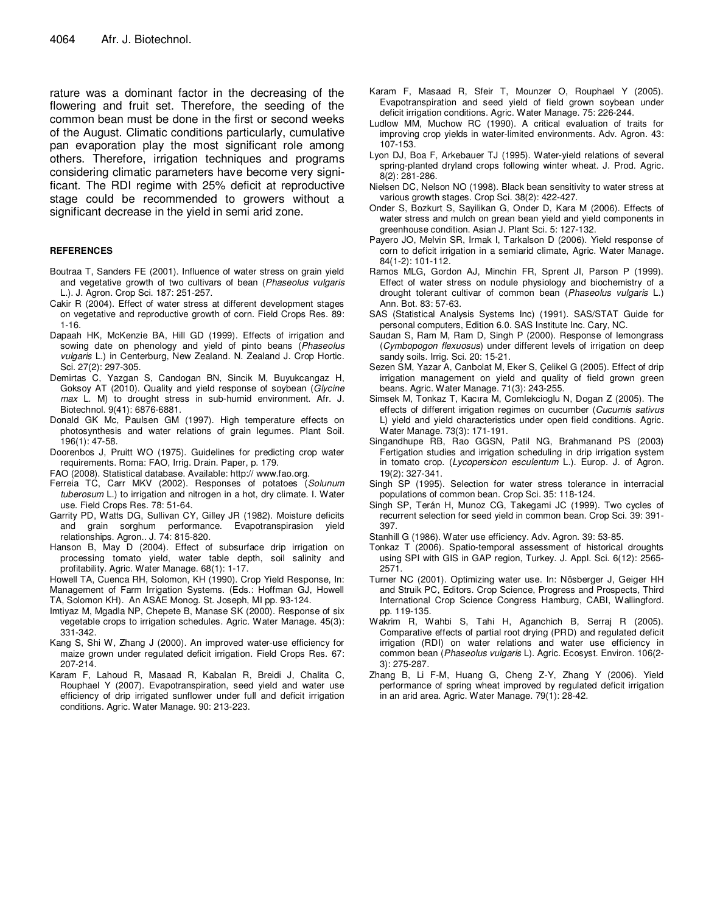rature was a dominant factor in the decreasing of the flowering and fruit set. Therefore, the seeding of the common bean must be done in the first or second weeks of the August. Climatic conditions particularly, cumulative pan evaporation play the most significant role among others. Therefore, irrigation techniques and programs considering climatic parameters have become very significant. The RDI regime with 25% deficit at reproductive stage could be recommended to growers without a significant decrease in the yield in semi arid zone.

## REFERENCES

Boutraa T, Sanders FE (2001). Influence of water stress on grain yield and vegetative growth of two cultivars of bean (*Phaseolus vulgaris* L.). J. Agron. Crop Sci. 187: 251-257.

Cakir R (2004). Effect of water stress at different development stages on vegetative and reproductive growth of corn. Field Crops Res. 89: 1-16.

Dapaah HK, McKenzie BA, Hill GD (1999). Effects of irrigation and sowing date on phenology and yield of pinto beans (*Phaseolus vulgaris* L.) in Centerburg, New Zealand. N. Zealand J. Crop Hortic. Sci. 27(2): 297-305.

Demirtas C, Yazgan S, Candogan BN, Sincik M, Buyukcangaz H, Goksoy AT (2010). Quality and yield response of soybean (*Glycine max* L. M) to drought stress in sub-humid environment. Afr. J. Biotechnol. 9(41): 6876-6881.

Donald GK Mc, Paulsen GM (1997). High temperature effects on photosynthesis and water relations of grain legumes. Plant Soil. 196(1): 47-58.

Doorenbos J, Pruitt WO (1975). Guidelines for predicting crop water requirements. Roma: FAO, Irrig. Drain. Paper, p. 179.

FAO (2008). Statistical database. Available: http:// www.fao.org.

Ferreia TC, Carr MKV (2002). Responses of potatoes (*Solunum tuberosum* L.) to irrigation and nitrogen in a hot, dry climate. I. Water use. Field Crops Res. 78: 51-64.

Garrity PD, Watts DG, Sullivan CY, Gilley JR (1982). Moisture deficits and grain sorghum performance. Evapotranspirasion yield relationships. Agron.. J. 74: 815-820.

Hanson B, May D (2004). Effect of subsurface drip irrigation on processing tomato yield, water table depth, soil salinity and profitability. Agric. Water Manage. 68(1): 1-17.

Howell TA, Cuenca RH, Solomon, KH (1990). Crop Yield Response, In: Management of Farm Irrigation Systems. (Eds.: Hoffman GJ, Howell TA, Solomon KH). An ASAE Monog. St. Joseph, MI pp. 93-124.

Imtiyaz M, Mgadla NP, Chepete B, Manase SK (2000). Response of six vegetable crops to irrigation schedules. Agric. Water Manage. 45(3): 331-342.

Kang S, Shi W, Zhang J (2000). An improved water-use efficiency for maize grown under regulated deficit irrigation. Field Crops Res. 67: 207-214.

Karam F, Lahoud R, Masaad R, Kabalan R, Breidi J, Chalita C, Rouphael Y (2007). Evapotranspiration, seed yield and water use efficiency of drip irrigated sunflower under full and deficit irrigation conditions. Agric. Water Manage. 90: 213-223.

Karam F, Masaad R, Sfeir T, Mounzer O, Rouphael Y (2005). Evapotranspiration and seed yield of field grown soybean under deficit irrigation conditions. Agric. Water Manage. 75: 226-244.

Ludlow MM, Muchow RC (1990). A critical evaluation of traits for improving crop yields in water-limited environments. Adv. Agron. 43: 107-153.

Lyon DJ, Boa F, Arkebauer TJ (1995). Water-yield relations of several spring-planted dryland crops following winter wheat. J. Prod. Agric. 8(2): 281-286.

Nielsen DC, Nelson NO (1998). Black bean sensitivity to water stress at various growth stages. Crop Sci. 38(2): 422-427.

Onder S, Bozkurt S, Sayilikan G, Onder D, Kara M (2006). Effects of water stress and mulch on grean bean yield and yield components in greenhouse condition. Asian J. Plant Sci. 5: 127-132.

Payero JO, Melvin SR, Irmak I, Tarkalson D (2006). Yield response of corn to deficit irrigation in a semiarid climate, Agric. Water Manage. 84(1-2): 101-112.

Ramos MLG, Gordon AJ, Minchin FR, Sprent JI, Parson P (1999). Effect of water stress on nodule physiology and biochemistry of a drought tolerant cultivar of common bean (*Phaseolus vulgaris* L.) Ann. Bot. 83: 57-63.

SAS (Statistical Analysis Systems Inc) (1991). SAS/STAT Guide for personal computers, Edition 6.0. SAS Institute Inc. Cary, NC.

Saudan S, Ram M, Ram D, Singh P (2000). Response of lemongrass (*Cymbopogon flexuosus*) under different levels of irrigation on deep sandy soils. Irrig. Sci. 20: 15-21.

Sezen SM, Yazar A, Canbolat M, Eker S, Çelikel G (2005). Effect of drip irrigation management on yield and quality of field grown green beans. Agric. Water Manage. 71(3): 243-255.

Simsek M, Tonkaz T, Kacıra M, Comlekcioglu N, Dogan Z (2005). The effects of different irrigation regimes on cucumber (*Cucumis sativus* L) yield and yield characteristics under open field conditions. Agric. Water Manage. 73(3): 171-191.

Singandhupe RB, Rao GGSN, Patil NG, Brahmanand PS (2003) Fertigation studies and irrigation scheduling in drip irrigation system in tomato crop. (*Lycopersicon esculentum* L.). Europ. J. of Agron. 19(2): 327-341.

Singh SP (1995). Selection for water stress tolerance in interracial populations of common bean. Crop Sci. 35: 118-124.

Singh SP, Terán H, Munoz CG, Takegami JC (1999). Two cycles of recurrent selection for seed yield in common bean. Crop Sci. 39: 391-397.

Stanhill G (1986). Water use efficiency. Adv. Agron. 39: 53-85.

Tonkaz T (2006). Spatio-temporal assessment of historical droughts using SPI with GIS in GAP region, Turkey. J. Appl. Sci. 6(12): 2565-2571.

Turner NC (2001). Optimizing water use. In: Nösberger J, Geiger HH and Struik PC, Editors. Crop Science, Progress and Prospects, Third International Crop Science Congress Hamburg, CABI, Wallingford. pp. 119-135.

Wakrim R, Wahbi S, Tahi H, Aganchich B, Serraj R (2005). Comparative effects of partial root drying (PRD) and regulated deficit irrigation (RDI) on water relations and water use efficiency in common bean (*Phaseolus vulgaris* L). Agric. Ecosyst. Environ. 106(2-3): 275-287.

Zhang B, Li F-M, Huang G, Cheng Z-Y, Zhang Y (2006). Yield performance of spring wheat improved by regulated deficit irrigation in an arid area. Agric. Water Manage. 79(1): 28-42.